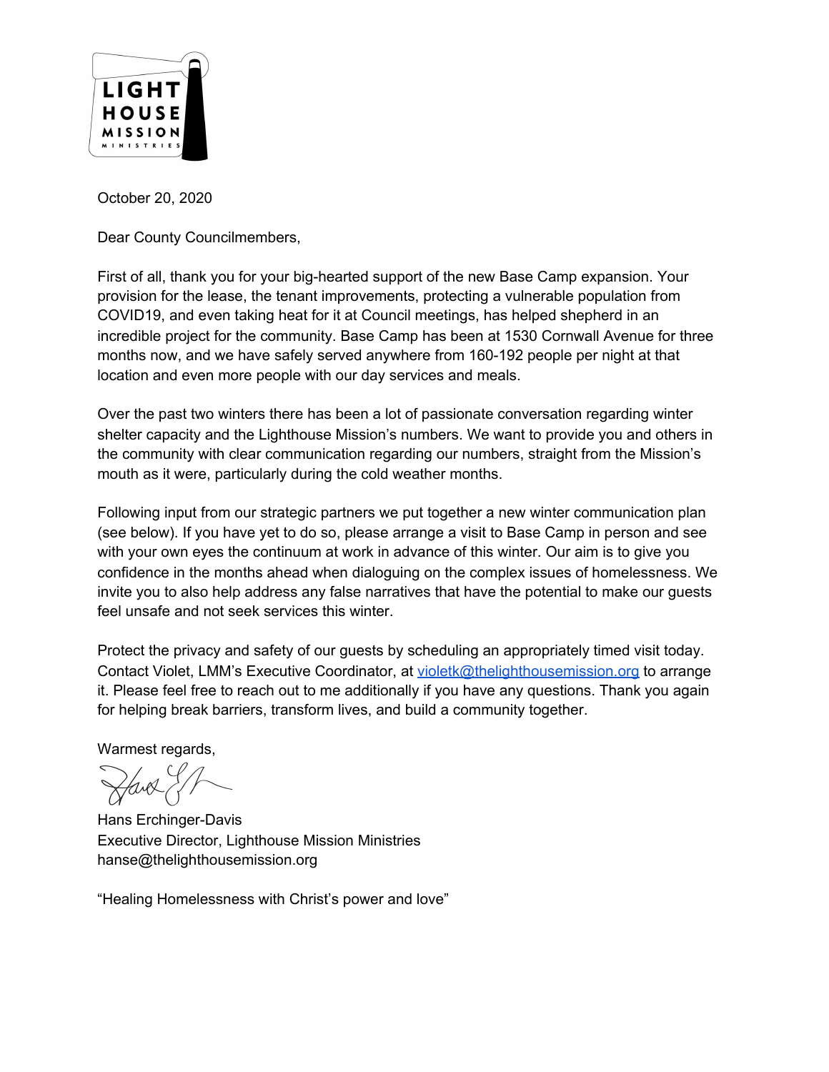LIGHT HOUSE MISSION MINISTRIES

October 20, 2020

Dear County Councilmembers,

First of all, thank you for your big-hearted support of the new Base Camp expansion. Your provision for the lease, the tenant improvements, protecting a vulnerable population from COVID19, and even taking heat for it at Council meetings, has helped shepherd in an incredible project for the community. Base Camp has been at 1530 Cornwall Avenue for three months now, and we have safely served anywhere from 160-192 people per night at that location and even more people with our day services and meals.

Over the past two winters there has been a lot of passionate conversation regarding winter shelter capacity and the Lighthouse Mission's numbers. We want to provide you and others in the community with clear communication regarding our numbers, straight from the Mission's mouth as it were, particularly during the cold weather months.

Following input from our strategic partners we put together a new winter communication plan (see below). If you have yet to do so, please arrange a visit to Base Camp in person and see with your own eyes the continuum at work in advance of this winter. Our aim is to give you confidence in the months ahead when dialoguing on the complex issues of homelessness. We invite you to also help address any false narratives that have the potential to make our guests feel unsafe and not seek services this winter.

Protect the privacy and safety of our guests by scheduling an appropriately timed visit today. Contact Violet, LMM's Executive Coordinator, at violetk@thelighthousemission.org to arrange it. Please feel free to reach out to me additionally if you have any questions. Thank you again for helping break barriers, transform lives, and build a community together.

Warmest regards,

Hans Erchinger-Davis
Executive Director, Lighthouse Mission Ministries
hanse@thelighthousemission.org

"Healing Homelessness with Christ's power and love"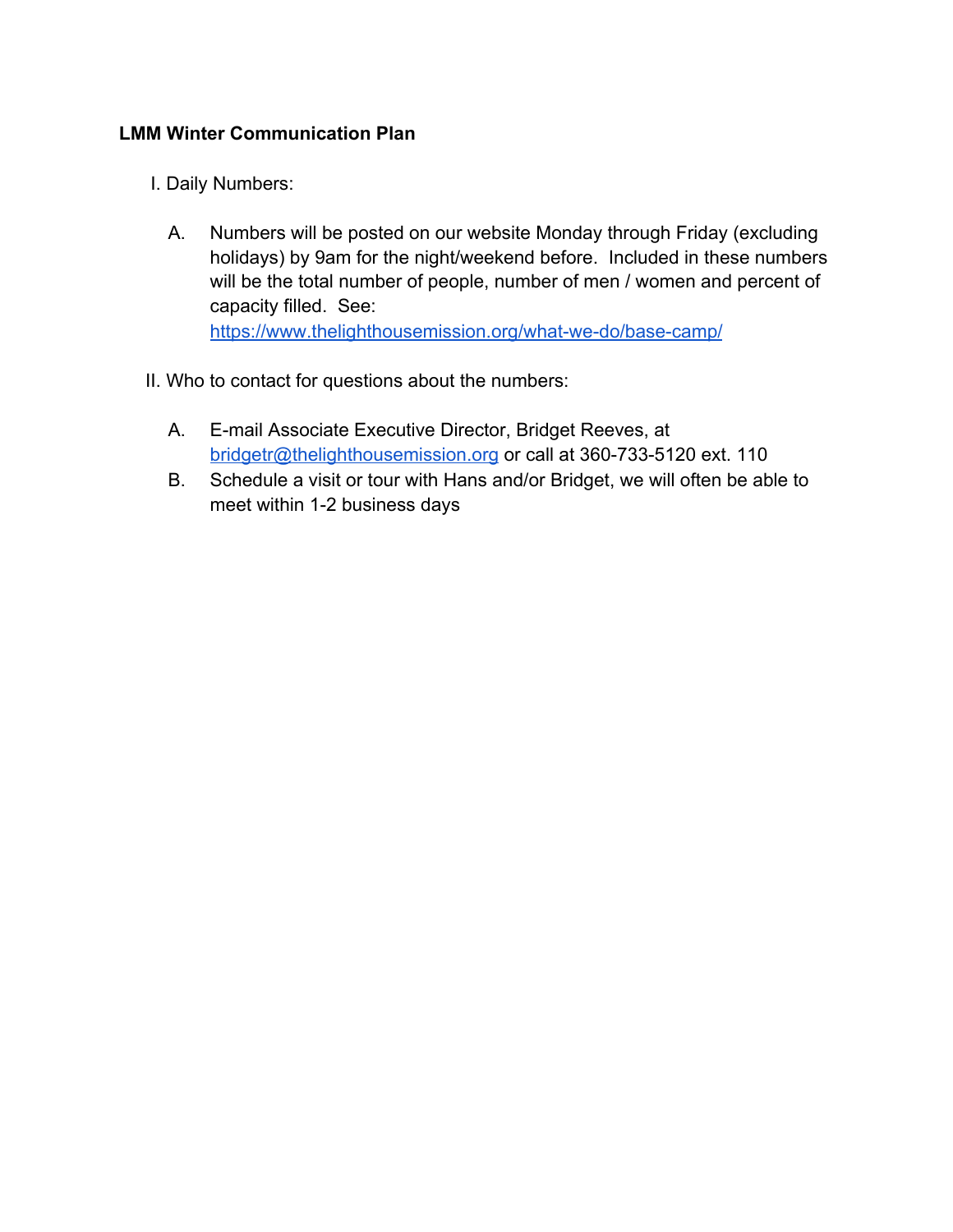**LMM Winter Communication Plan**

I. Daily Numbers:

A. Numbers will be posted on our website Monday through Friday (excluding holidays) by 9am for the night/weekend before. Included in these numbers will be the total number of people, number of men / women and percent of capacity filled. See: https://www.thelighthousemission.org/what-we-do/base-camp/

II. Who to contact for questions about the numbers:

A. E-mail Associate Executive Director, Bridget Reeves, at bridgetr@thelighthousemission.org or call at 360-733-5120 ext. 110

B. Schedule a visit or tour with Hans and/or Bridget, we will often be able to meet within 1-2 business days